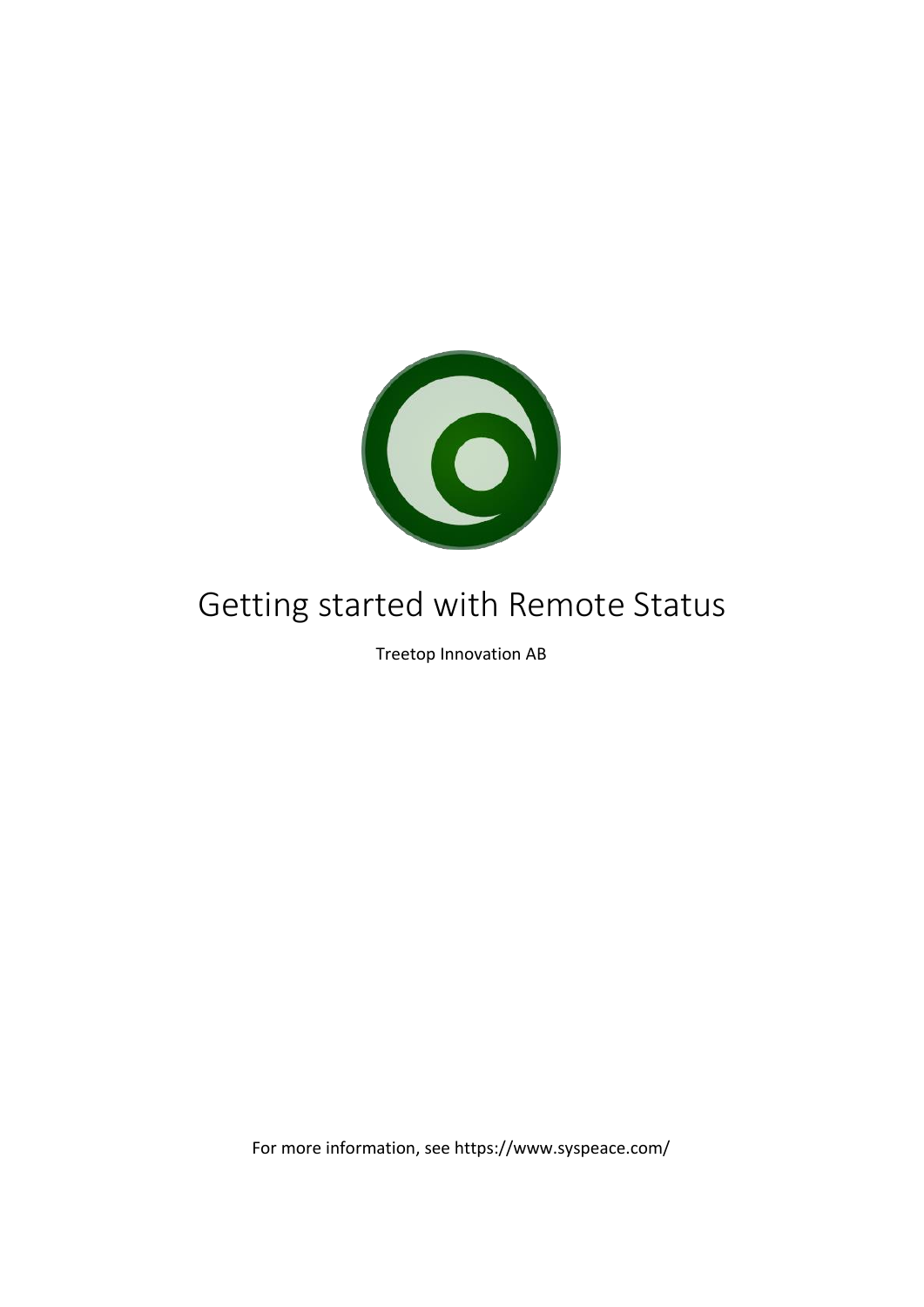# Getting started with Remote Status

Treetop Innovation AB

For more information, see https://www.syspeace.com/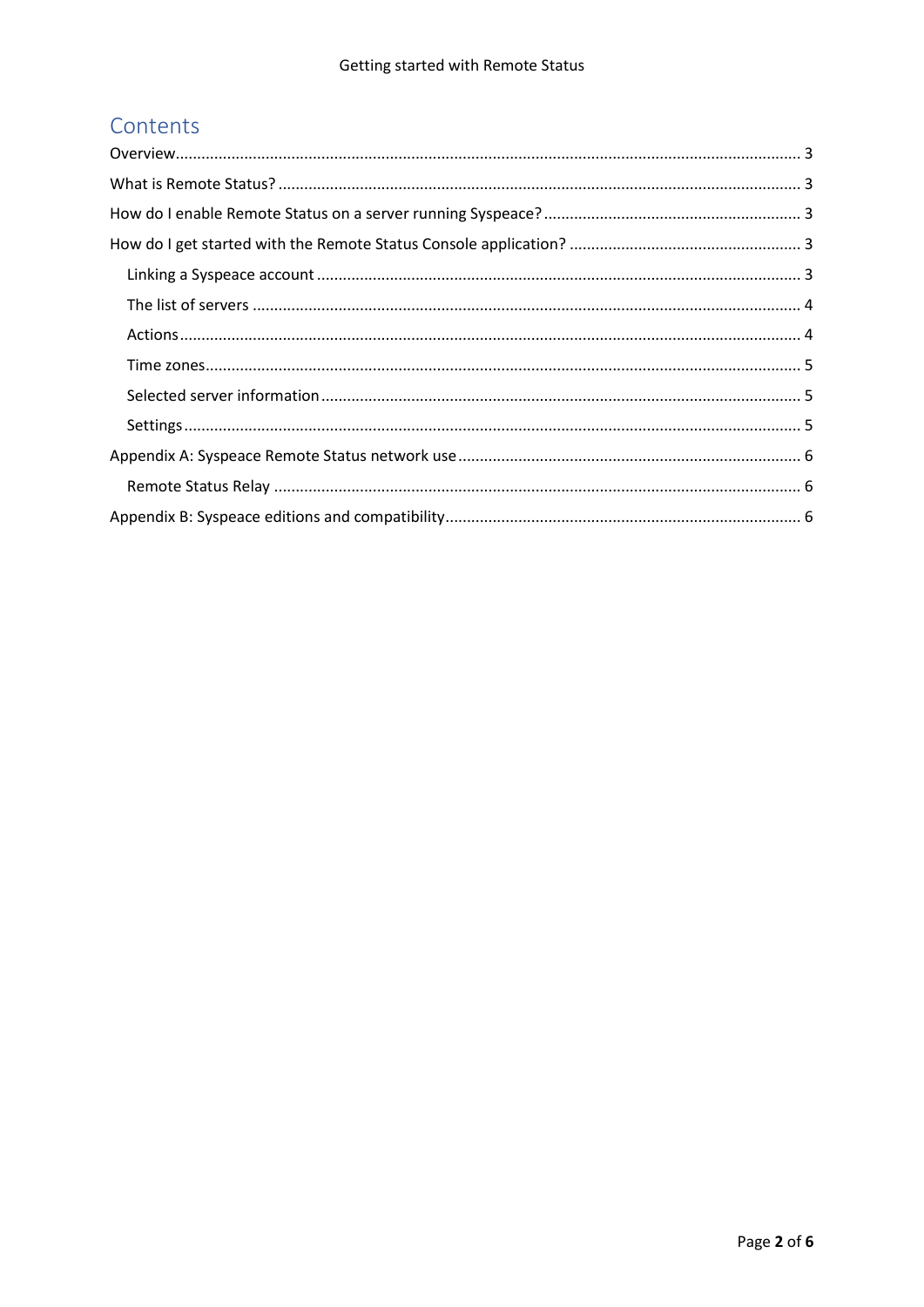# Contents

Overview .......... 3

What is Remote Status? .......... 3

How do I enable Remote Status on a server running Syspeace? .......... 3

How do I get started with the Remote Status Console application? .......... 3

- Linking a Syspeace account .......... 3
- The list of servers .......... 4
- Actions .......... 4
- Time zones .......... 5
- Selected server information .......... 5
- Settings .......... 5

Appendix A: Syspeace Remote Status network use .......... 6

- Remote Status Relay .......... 6

Appendix B: Syspeace editions and compatibility .......... 6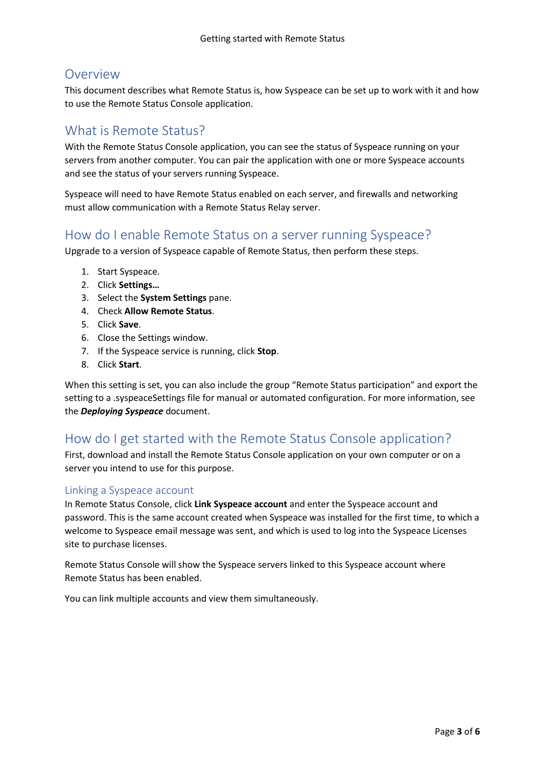## Overview

This document describes what Remote Status is, how Syspeace can be set up to work with it and how to use the Remote Status Console application.

## What is Remote Status?

With the Remote Status Console application, you can see the status of Syspeace running on your servers from another computer. You can pair the application with one or more Syspeace accounts and see the status of your servers running Syspeace.

Syspeace will need to have Remote Status enabled on each server, and firewalls and networking must allow communication with a Remote Status Relay server.

## How do I enable Remote Status on a server running Syspeace?

Upgrade to a version of Syspeace capable of Remote Status, then perform these steps.

1. Start Syspeace.
2. Click **Settings…**
3. Select the **System Settings** pane.
4. Check **Allow Remote Status**.
5. Click **Save**.
6. Close the Settings window.
7. If the Syspeace service is running, click **Stop**.
8. Click **Start**.

When this setting is set, you can also include the group "Remote Status participation" and export the setting to a .syspeaceSettings file for manual or automated configuration. For more information, see the ***Deploying Syspeace*** document.

## How do I get started with the Remote Status Console application?

First, download and install the Remote Status Console application on your own computer or on a server you intend to use for this purpose.

### Linking a Syspeace account

In Remote Status Console, click **Link Syspeace account** and enter the Syspeace account and password. This is the same account created when Syspeace was installed for the first time, to which a welcome to Syspeace email message was sent, and which is used to log into the Syspeace Licenses site to purchase licenses.

Remote Status Console will show the Syspeace servers linked to this Syspeace account where Remote Status has been enabled.

You can link multiple accounts and view them simultaneously.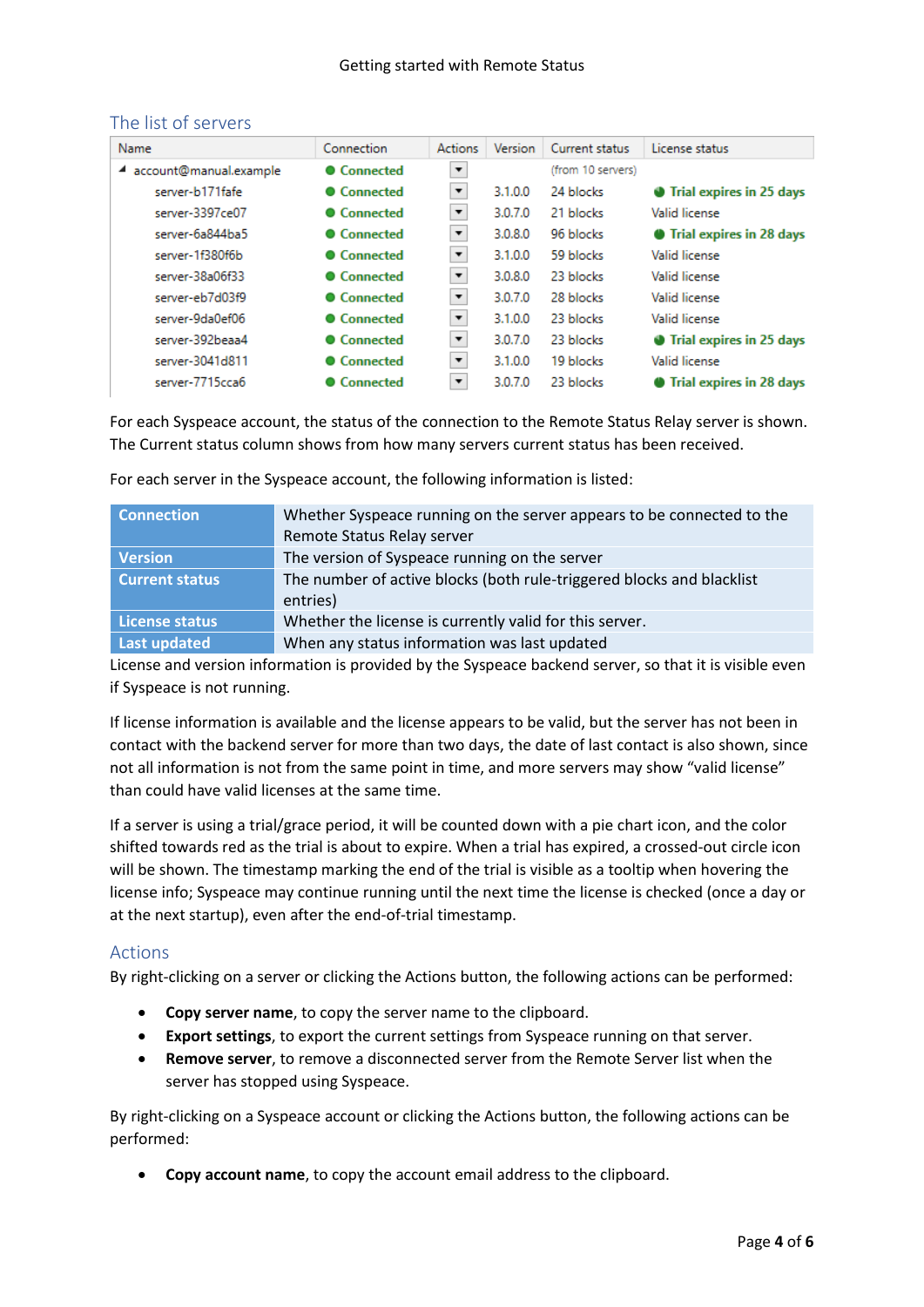## The list of servers

| Name | Connection | Actions | Version | Current status | License status |
|---|---|---|---|---|---|
| account@manual.example | Connected | ▾ | | (from 10 servers) | |
| server-b171fafe | Connected | ▾ | 3.1.0.0 | 24 blocks | Trial expires in 25 days |
| server-3397ce07 | Connected | ▾ | 3.0.7.0 | 21 blocks | Valid license |
| server-6a844ba5 | Connected | ▾ | 3.0.8.0 | 96 blocks | Trial expires in 28 days |
| server-1f380f6b | Connected | ▾ | 3.1.0.0 | 59 blocks | Valid license |
| server-38a06f33 | Connected | ▾ | 3.0.8.0 | 23 blocks | Valid license |
| server-eb7d03f9 | Connected | ▾ | 3.0.7.0 | 28 blocks | Valid license |
| server-9da0ef06 | Connected | ▾ | 3.1.0.0 | 23 blocks | Valid license |
| server-392beaa4 | Connected | ▾ | 3.0.7.0 | 23 blocks | Trial expires in 25 days |
| server-3041d811 | Connected | ▾ | 3.1.0.0 | 19 blocks | Valid license |
| server-7715cca6 | Connected | ▾ | 3.0.7.0 | 23 blocks | Trial expires in 28 days |

For each Syspeace account, the status of the connection to the Remote Status Relay server is shown. The Current status column shows from how many servers current status has been received.

For each server in the Syspeace account, the following information is listed:

| | |
|---|---|
| **Connection** | Whether Syspeace running on the server appears to be connected to the Remote Status Relay server |
| **Version** | The version of Syspeace running on the server |
| **Current status** | The number of active blocks (both rule-triggered blocks and blacklist entries) |
| **License status** | Whether the license is currently valid for this server. |
| **Last updated** | When any status information was last updated |

License and version information is provided by the Syspeace backend server, so that it is visible even if Syspeace is not running.

If license information is available and the license appears to be valid, but the server has not been in contact with the backend server for more than two days, the date of last contact is also shown, since not all information is not from the same point in time, and more servers may show “valid license” than could have valid licenses at the same time.

If a server is using a trial/grace period, it will be counted down with a pie chart icon, and the color shifted towards red as the trial is about to expire. When a trial has expired, a crossed-out circle icon will be shown. The timestamp marking the end of the trial is visible as a tooltip when hovering the license info; Syspeace may continue running until the next time the license is checked (once a day or at the next startup), even after the end-of-trial timestamp.

## Actions

By right-clicking on a server or clicking the Actions button, the following actions can be performed:

- **Copy server name**, to copy the server name to the clipboard.
- **Export settings**, to export the current settings from Syspeace running on that server.
- **Remove server**, to remove a disconnected server from the Remote Server list when the server has stopped using Syspeace.

By right-clicking on a Syspeace account or clicking the Actions button, the following actions can be performed:

- **Copy account name**, to copy the account email address to the clipboard.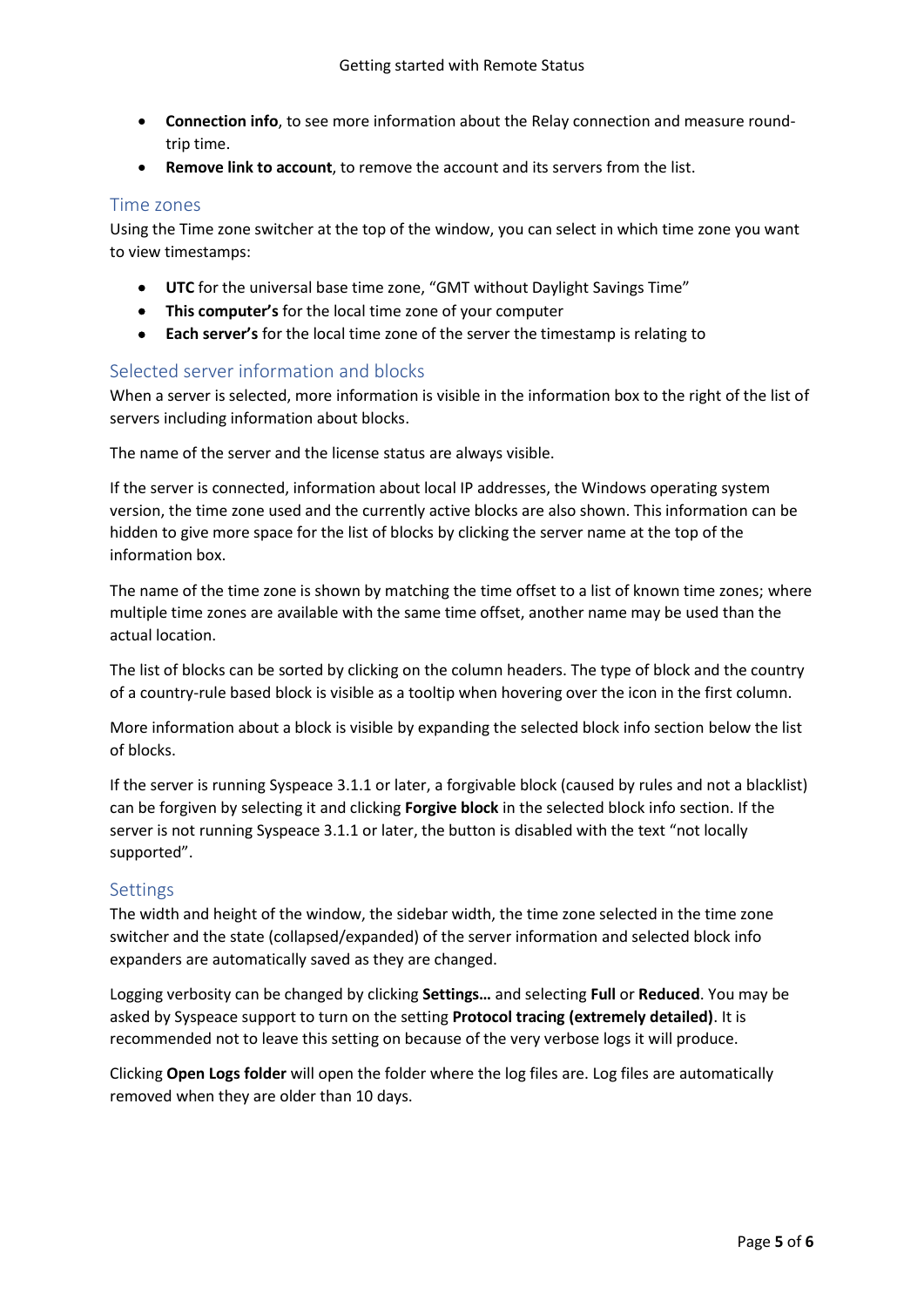- **Connection info**, to see more information about the Relay connection and measure round-trip time.
- **Remove link to account**, to remove the account and its servers from the list.

## Time zones

Using the Time zone switcher at the top of the window, you can select in which time zone you want to view timestamps:

- **UTC** for the universal base time zone, "GMT without Daylight Savings Time"
- **This computer's** for the local time zone of your computer
- **Each server's** for the local time zone of the server the timestamp is relating to

## Selected server information and blocks

When a server is selected, more information is visible in the information box to the right of the list of servers including information about blocks.

The name of the server and the license status are always visible.

If the server is connected, information about local IP addresses, the Windows operating system version, the time zone used and the currently active blocks are also shown. This information can be hidden to give more space for the list of blocks by clicking the server name at the top of the information box.

The name of the time zone is shown by matching the time offset to a list of known time zones; where multiple time zones are available with the same time offset, another name may be used than the actual location.

The list of blocks can be sorted by clicking on the column headers. The type of block and the country of a country-rule based block is visible as a tooltip when hovering over the icon in the first column.

More information about a block is visible by expanding the selected block info section below the list of blocks.

If the server is running Syspeace 3.1.1 or later, a forgivable block (caused by rules and not a blacklist) can be forgiven by selecting it and clicking **Forgive block** in the selected block info section. If the server is not running Syspeace 3.1.1 or later, the button is disabled with the text "not locally supported".

## Settings

The width and height of the window, the sidebar width, the time zone selected in the time zone switcher and the state (collapsed/expanded) of the server information and selected block info expanders are automatically saved as they are changed.

Logging verbosity can be changed by clicking **Settings…** and selecting **Full** or **Reduced**. You may be asked by Syspeace support to turn on the setting **Protocol tracing (extremely detailed)**. It is recommended not to leave this setting on because of the very verbose logs it will produce.

Clicking **Open Logs folder** will open the folder where the log files are. Log files are automatically removed when they are older than 10 days.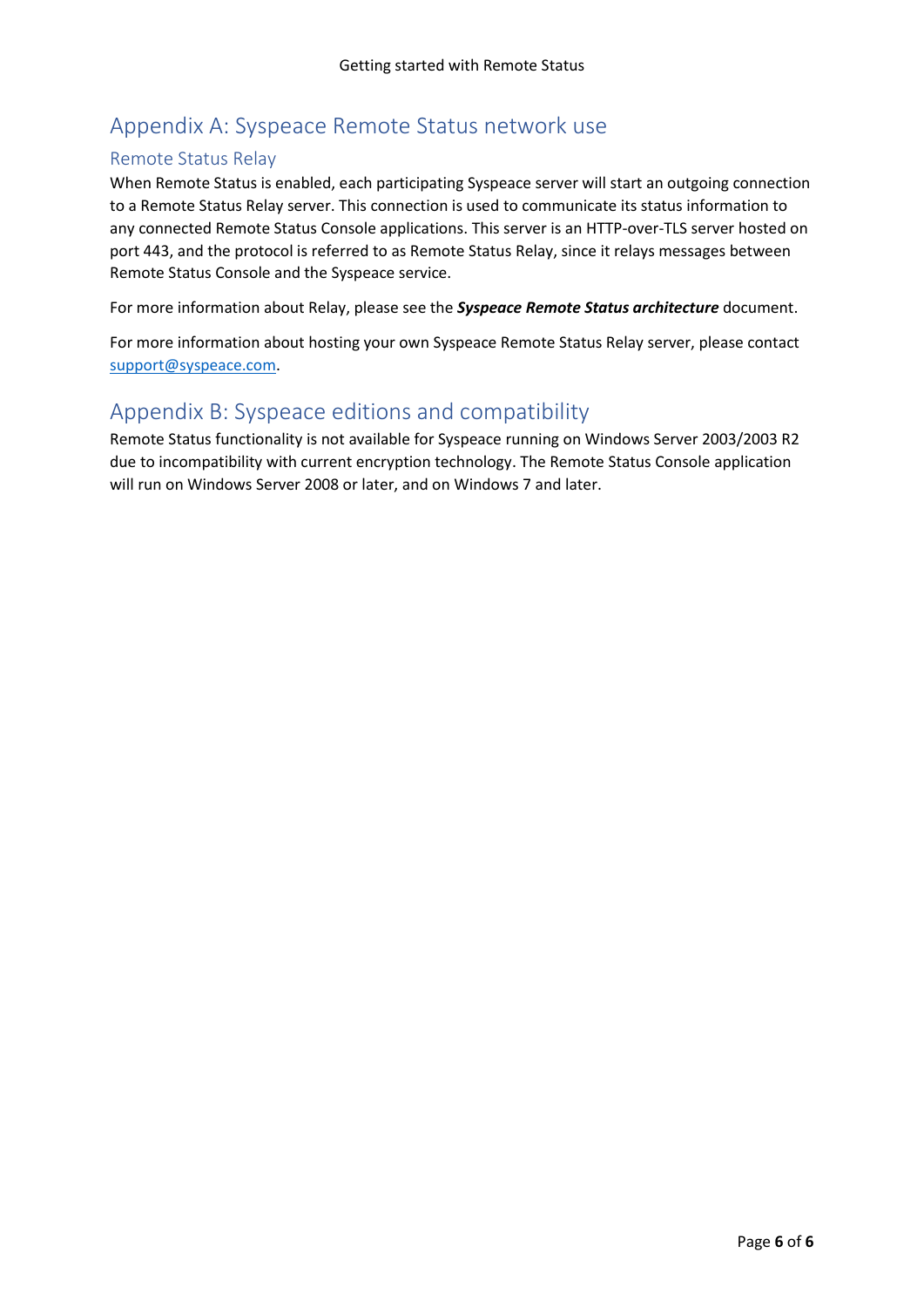# Appendix A: Syspeace Remote Status network use

## Remote Status Relay

When Remote Status is enabled, each participating Syspeace server will start an outgoing connection to a Remote Status Relay server. This connection is used to communicate its status information to any connected Remote Status Console applications. This server is an HTTP-over-TLS server hosted on port 443, and the protocol is referred to as Remote Status Relay, since it relays messages between Remote Status Console and the Syspeace service.

For more information about Relay, please see the ***Syspeace Remote Status architecture*** document.

For more information about hosting your own Syspeace Remote Status Relay server, please contact support@syspeace.com.

# Appendix B: Syspeace editions and compatibility

Remote Status functionality is not available for Syspeace running on Windows Server 2003/2003 R2 due to incompatibility with current encryption technology. The Remote Status Console application will run on Windows Server 2008 or later, and on Windows 7 and later.